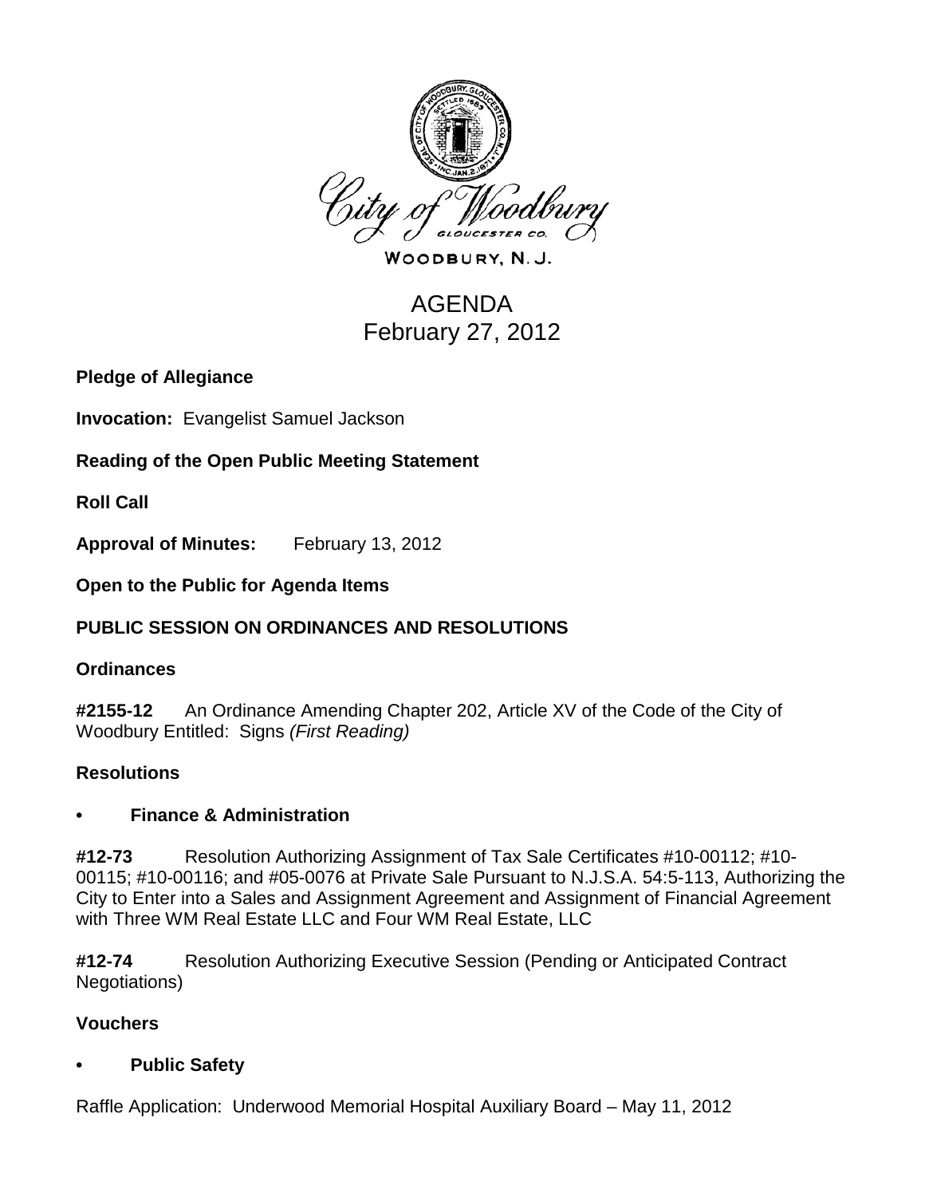City of Woodbury
Gloucester Co.

WOODBURY, N. J.

# AGENDA
# February 27, 2012

**Pledge of Allegiance**

**Invocation:** Evangelist Samuel Jackson

**Reading of the Open Public Meeting Statement**

**Roll Call**

**Approval of Minutes:** February 13, 2012

**Open to the Public for Agenda Items**

## PUBLIC SESSION ON ORDINANCES AND RESOLUTIONS

### Ordinances

**#2155-12** An Ordinance Amending Chapter 202, Article XV of the Code of the City of Woodbury Entitled: Signs *(First Reading)*

### Resolutions

- **Finance & Administration**

**#12-73** Resolution Authorizing Assignment of Tax Sale Certificates #10-00112; #10-00115; #10-00116; and #05-0076 at Private Sale Pursuant to N.J.S.A. 54:5-113, Authorizing the City to Enter into a Sales and Assignment Agreement and Assignment of Financial Agreement with Three WM Real Estate LLC and Four WM Real Estate, LLC

**#12-74** Resolution Authorizing Executive Session (Pending or Anticipated Contract Negotiations)

### Vouchers

- **Public Safety**

Raffle Application: Underwood Memorial Hospital Auxiliary Board – May 11, 2012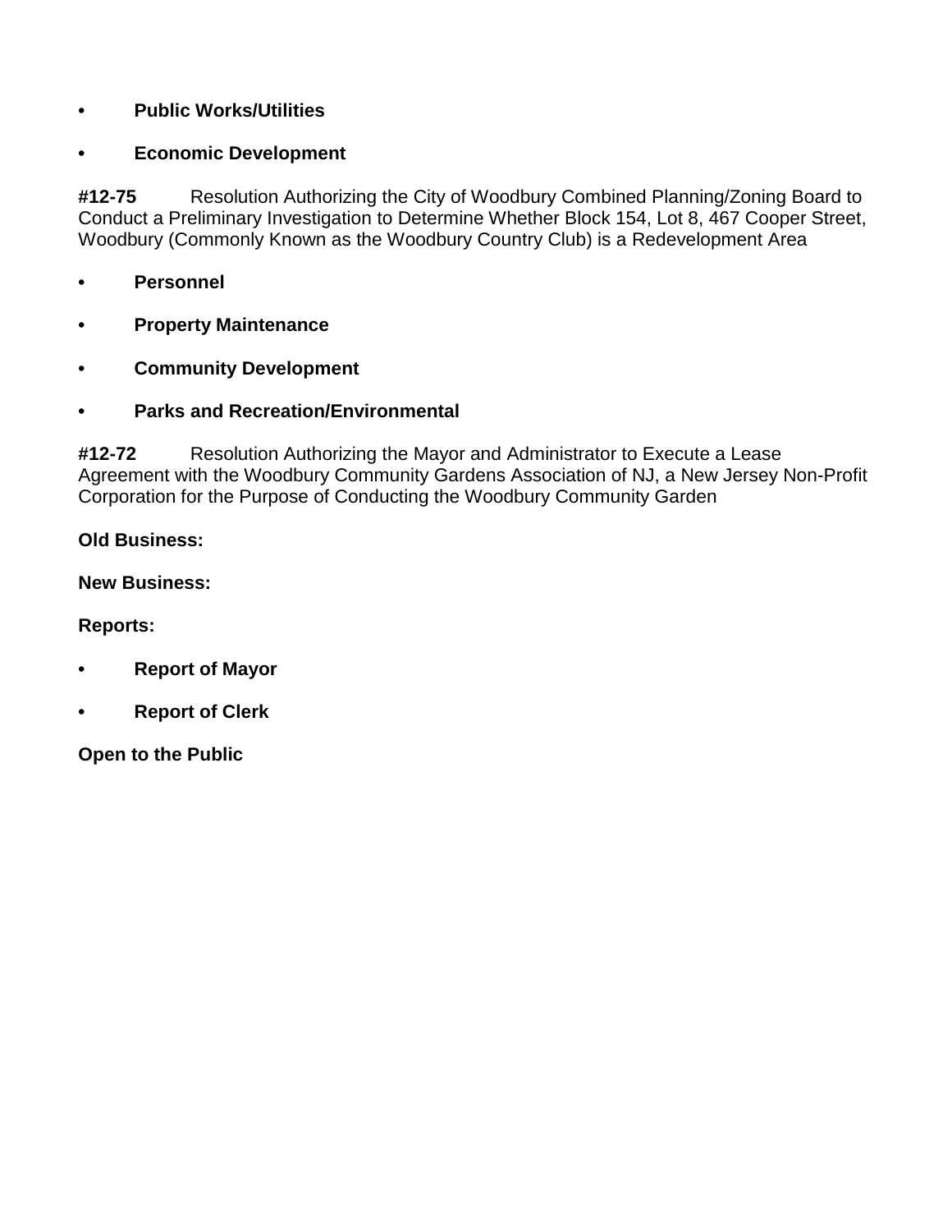- **Public Works/Utilities**

- **Economic Development**

**#12-75** Resolution Authorizing the City of Woodbury Combined Planning/Zoning Board to Conduct a Preliminary Investigation to Determine Whether Block 154, Lot 8, 467 Cooper Street, Woodbury (Commonly Known as the Woodbury Country Club) is a Redevelopment Area

- **Personnel**

- **Property Maintenance**

- **Community Development**

- **Parks and Recreation/Environmental**

**#12-72** Resolution Authorizing the Mayor and Administrator to Execute a Lease Agreement with the Woodbury Community Gardens Association of NJ, a New Jersey Non-Profit Corporation for the Purpose of Conducting the Woodbury Community Garden

**Old Business:**

**New Business:**

**Reports:**

- **Report of Mayor**

- **Report of Clerk**

**Open to the Public**